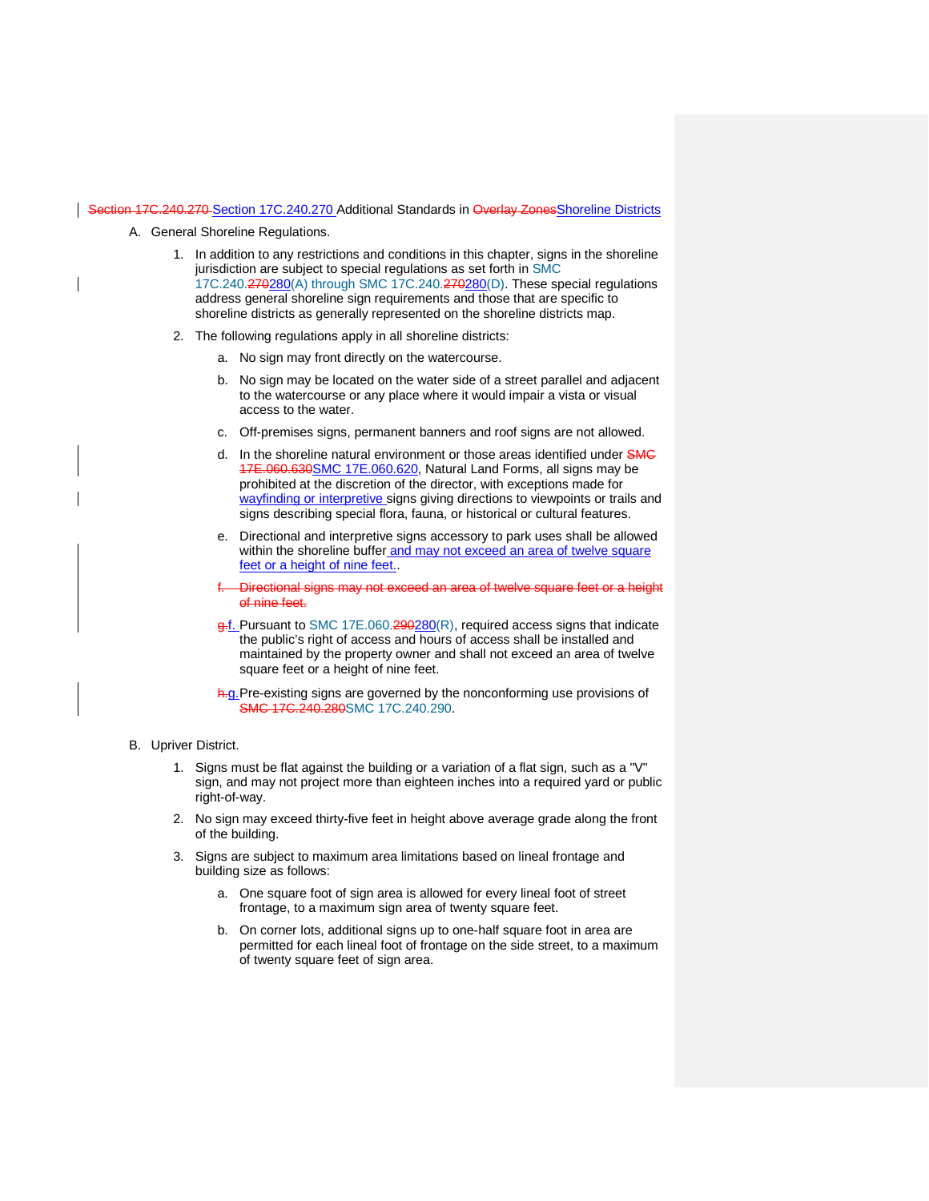~~Section 17C.240.270~~ Section 17C.240.270 Additional Standards in ~~Overlay Zones~~Shoreline Districts

A. General Shoreline Regulations.

1. In addition to any restrictions and conditions in this chapter, signs in the shoreline jurisdiction are subject to special regulations as set forth in SMC 17C.240.~~270~~280(A) through SMC 17C.240.~~270~~280(D). These special regulations address general shoreline sign requirements and those that are specific to shoreline districts as generally represented on the shoreline districts map.

2. The following regulations apply in all shoreline districts:

   a. No sign may front directly on the watercourse.

   b. No sign may be located on the water side of a street parallel and adjacent to the watercourse or any place where it would impair a vista or visual access to the water.

   c. Off-premises signs, permanent banners and roof signs are not allowed.

   d. In the shoreline natural environment or those areas identified under ~~SMC 17E.060.630~~SMC 17E.060.620, Natural Land Forms, all signs may be prohibited at the discretion of the director, with exceptions made for wayfinding or interpretive signs giving directions to viewpoints or trails and signs describing special flora, fauna, or historical or cultural features.

   e. Directional and interpretive signs accessory to park uses shall be allowed within the shoreline buffer and may not exceed an area of twelve square feet or a height of nine feet..

   ~~f. Directional signs may not exceed an area of twelve square feet or a height of nine feet.~~

   ~~g.~~f. Pursuant to SMC 17E.060.~~290~~280(R), required access signs that indicate the public's right of access and hours of access shall be installed and maintained by the property owner and shall not exceed an area of twelve square feet or a height of nine feet.

   ~~h.~~g. Pre-existing signs are governed by the nonconforming use provisions of ~~SMC 17C.240.280~~SMC 17C.240.290.

B. Upriver District.

1. Signs must be flat against the building or a variation of a flat sign, such as a "V" sign, and may not project more than eighteen inches into a required yard or public right-of-way.

2. No sign may exceed thirty-five feet in height above average grade along the front of the building.

3. Signs are subject to maximum area limitations based on lineal frontage and building size as follows:

   a. One square foot of sign area is allowed for every lineal foot of street frontage, to a maximum sign area of twenty square feet.

   b. On corner lots, additional signs up to one-half square foot in area are permitted for each lineal foot of frontage on the side street, to a maximum of twenty square feet of sign area.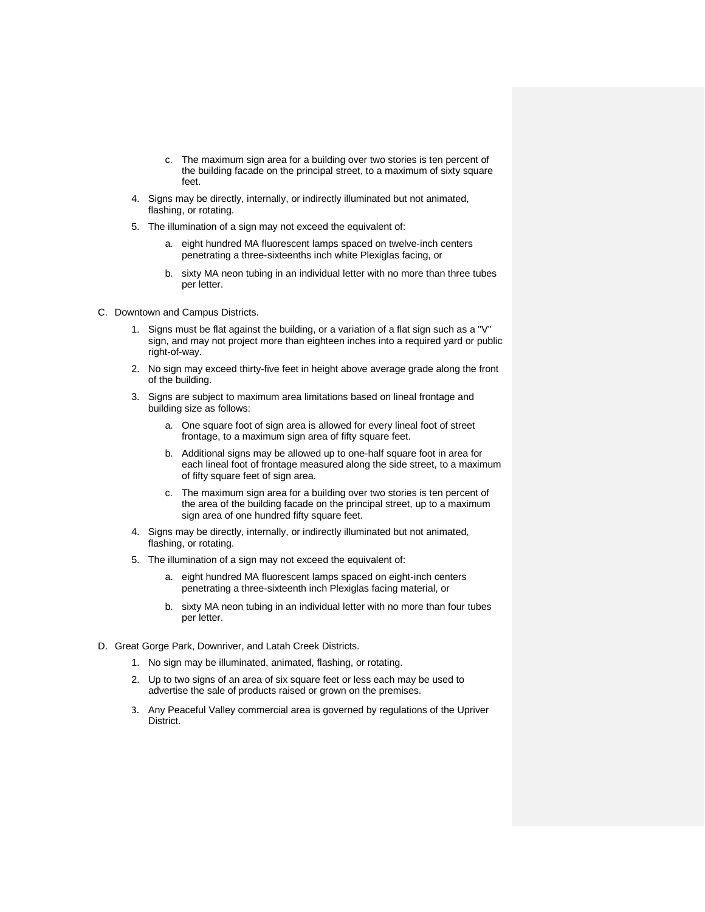c. The maximum sign area for a building over two stories is ten percent of the building facade on the principal street, to a maximum of sixty square feet.

4. Signs may be directly, internally, or indirectly illuminated but not animated, flashing, or rotating.
5. The illumination of a sign may not exceed the equivalent of:
   a. eight hundred MA fluorescent lamps spaced on twelve-inch centers penetrating a three-sixteenths inch white Plexiglas facing, or
   b. sixty MA neon tubing in an individual letter with no more than three tubes per letter.

C. Downtown and Campus Districts.

1. Signs must be flat against the building, or a variation of a flat sign such as a "V" sign, and may not project more than eighteen inches into a required yard or public right-of-way.
2. No sign may exceed thirty-five feet in height above average grade along the front of the building.
3. Signs are subject to maximum area limitations based on lineal frontage and building size as follows:
   a. One square foot of sign area is allowed for every lineal foot of street frontage, to a maximum sign area of fifty square feet.
   b. Additional signs may be allowed up to one-half square foot in area for each lineal foot of frontage measured along the side street, to a maximum of fifty square feet of sign area.
   c. The maximum sign area for a building over two stories is ten percent of the area of the building facade on the principal street, up to a maximum sign area of one hundred fifty square feet.
4. Signs may be directly, internally, or indirectly illuminated but not animated, flashing, or rotating.
5. The illumination of a sign may not exceed the equivalent of:
   a. eight hundred MA fluorescent lamps spaced on eight-inch centers penetrating a three-sixteenth inch Plexiglas facing material, or
   b. sixty MA neon tubing in an individual letter with no more than four tubes per letter.

D. Great Gorge Park, Downriver, and Latah Creek Districts.

1. No sign may be illuminated, animated, flashing, or rotating.
2. Up to two signs of an area of six square feet or less each may be used to advertise the sale of products raised or grown on the premises.
3. Any Peaceful Valley commercial area is governed by regulations of the Upriver District.